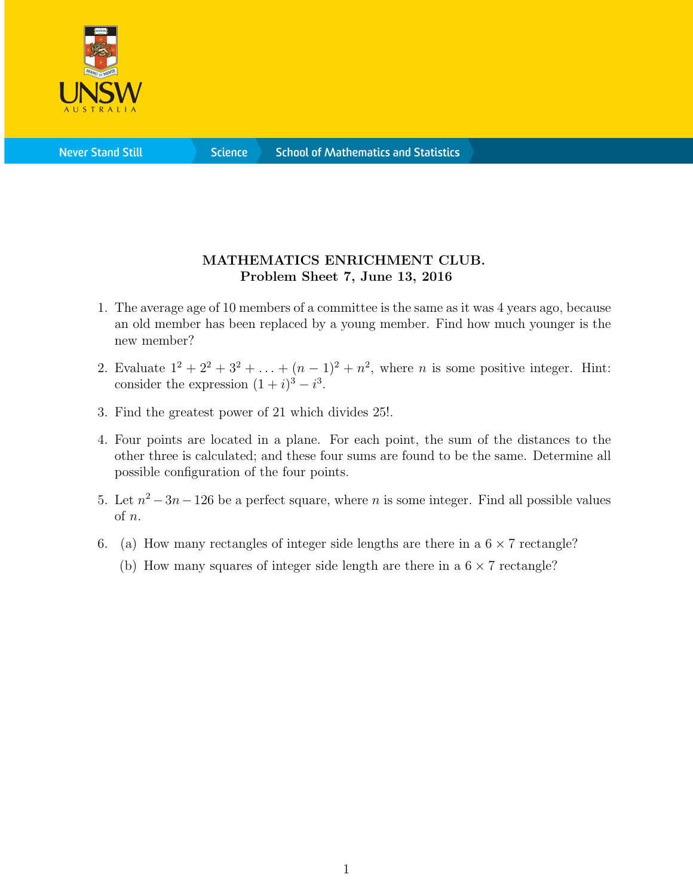# MATHEMATICS ENRICHMENT CLUB.

## Problem Sheet 7, June 13, 2016

1. The average age of 10 members of a committee is the same as it was 4 years ago, because an old member has been replaced by a young member. Find how much younger is the new member?

2. Evaluate $1^2 + 2^2 + 3^2 + \ldots + (n-1)^2 + n^2$, where $n$ is some positive integer. Hint: consider the expression $(1+i)^3 - i^3$.

3. Find the greatest power of 21 which divides 25!.

4. Four points are located in a plane. For each point, the sum of the distances to the other three is calculated; and these four sums are found to be the same. Determine all possible configuration of the four points.

5. Let $n^2 - 3n - 126$ be a perfect square, where $n$ is some integer. Find all possible values of $n$.

6. (a) How many rectangles of integer side lengths are there in a $6 \times 7$ rectangle?

   (b) How many squares of integer side length are there in a $6 \times 7$ rectangle?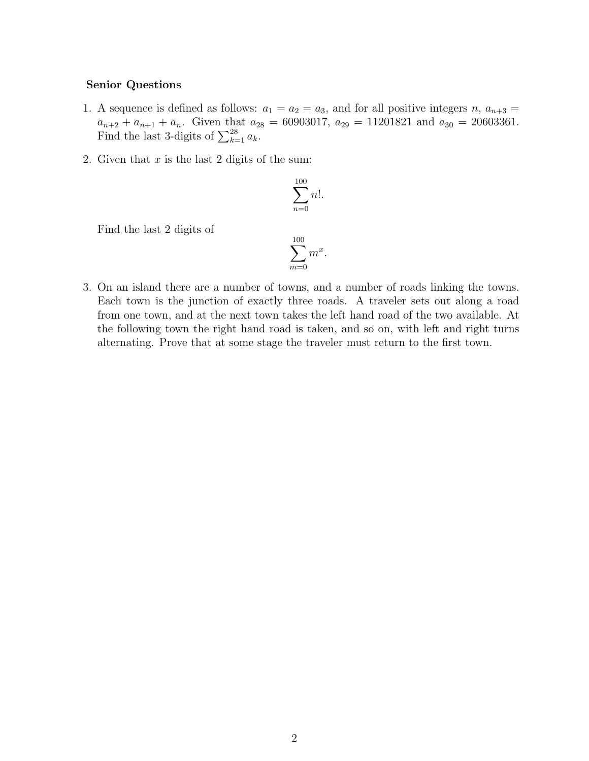**Senior Questions**

1. A sequence is defined as follows: $a_1 = a_2 = a_3$, and for all positive integers $n$, $a_{n+3} = a_{n+2} + a_{n+1} + a_n$. Given that $a_{28} = 60903017$, $a_{29} = 11201821$ and $a_{30} = 20603361$. Find the last 3-digits of $\sum_{k=1}^{28} a_k$.

2. Given that $x$ is the last 2 digits of the sum:

$$\sum_{n=0}^{100} n!.$$

   Find the last 2 digits of

$$\sum_{m=0}^{100} m^x.$$

3. On an island there are a number of towns, and a number of roads linking the towns. Each town is the junction of exactly three roads. A traveler sets out along a road from one town, and at the next town takes the left hand road of the two available. At the following town the right hand road is taken, and so on, with left and right turns alternating. Prove that at some stage the traveler must return to the first town.